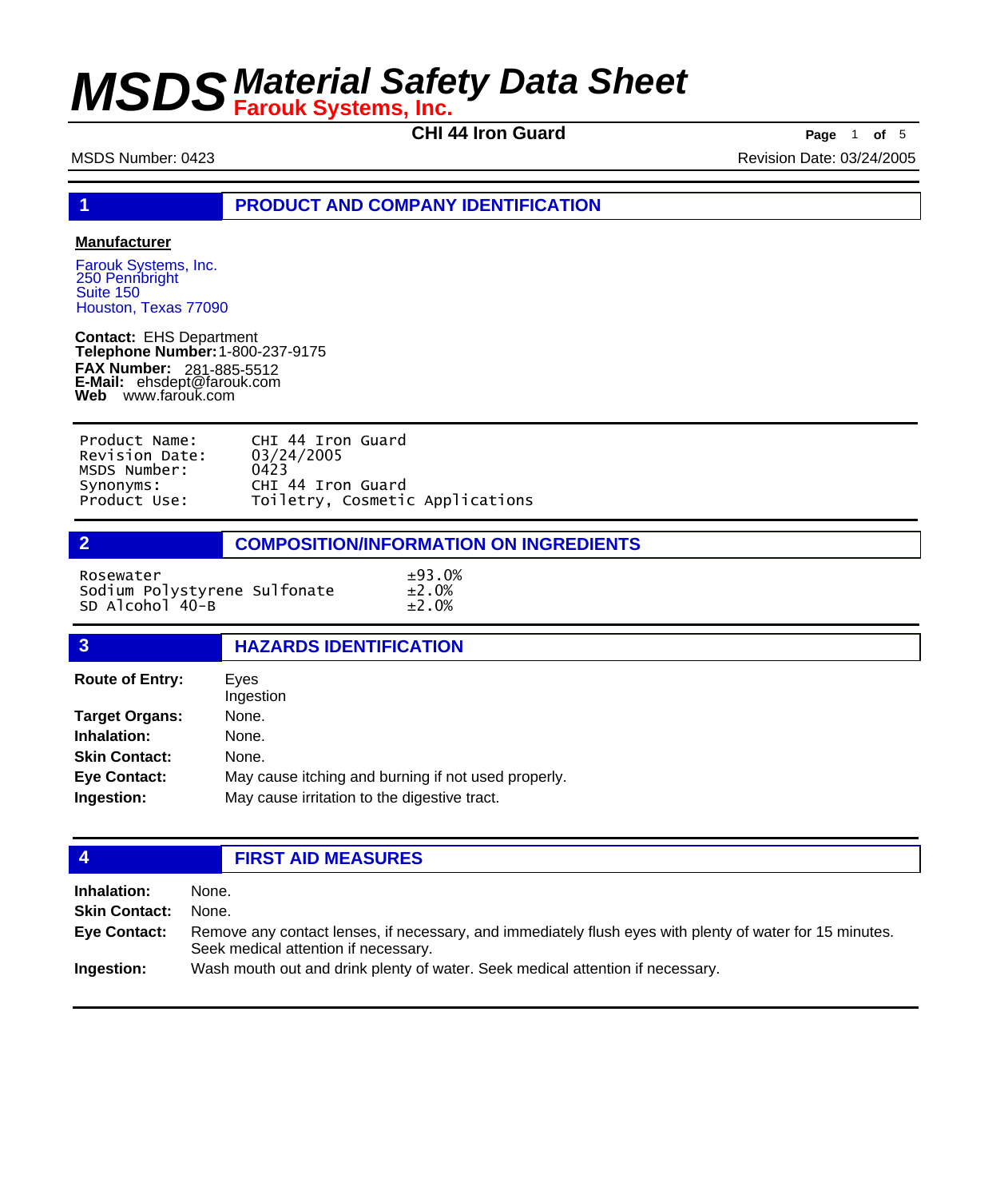# MSDS Material Safety Data Sheet

**Farouk Systems, Inc.**

**CHI 44 Iron Guard**

MSDS Number: 0423

Revision Date: 03/24/2005

## 1 PRODUCT AND COMPANY IDENTIFICATION

**Manufacturer**

Farouk Systems, Inc.
250 Pennbright
Suite 150
Houston, Texas 77090

**Contact:** EHS Department
**Telephone Number:** 1-800-237-9175
**FAX Number:** 281-885-5512
**E-Mail:** ehsdept@farouk.com
**Web** www.farouk.com

| | |
|---|---|
| Product Name: | CHI 44 Iron Guard |
| Revision Date: | 03/24/2005 |
| MSDS Number: | 0423 |
| Synonyms: | CHI 44 Iron Guard |
| Product Use: | Toiletry, Cosmetic Applications |

## 2 COMPOSITION/INFORMATION ON INGREDIENTS

| | |
|---|---|
| Rosewater | ±93.0% |
| Sodium Polystyrene Sulfonate | ±2.0% |
| SD Alcohol 40-B | ±2.0% |

## 3 HAZARDS IDENTIFICATION

**Route of Entry:** Eyes
Ingestion

**Target Organs:** None.

**Inhalation:** None.

**Skin Contact:** None.

**Eye Contact:** May cause itching and burning if not used properly.

**Ingestion:** May cause irritation to the digestive tract.

## 4 FIRST AID MEASURES

**Inhalation:** None.

**Skin Contact:** None.

**Eye Contact:** Remove any contact lenses, if necessary, and immediately flush eyes with plenty of water for 15 minutes. Seek medical attention if necessary.

**Ingestion:** Wash mouth out and drink plenty of water. Seek medical attention if necessary.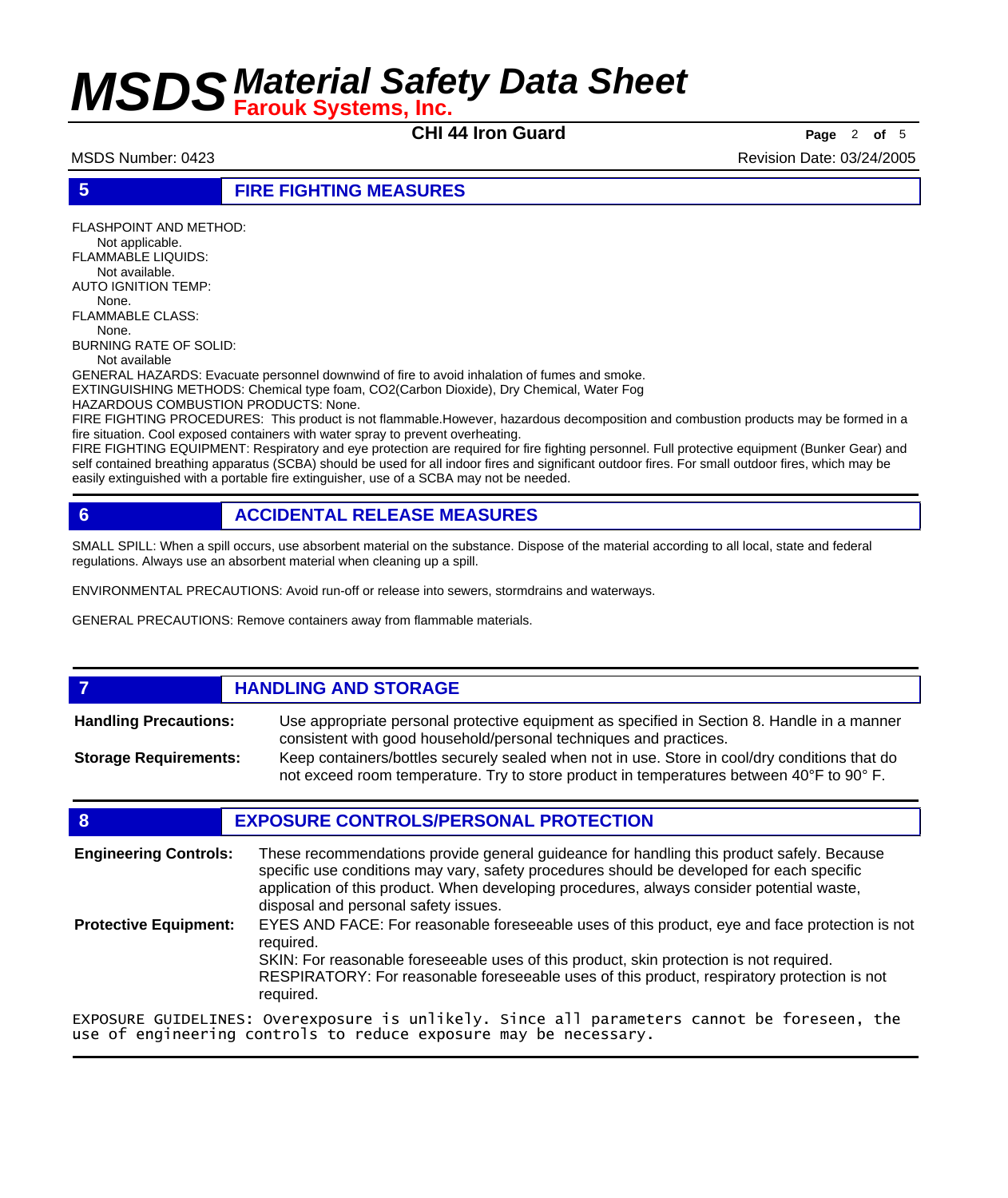## 5 FIRE FIGHTING MEASURES

FLASHPOINT AND METHOD:
Not applicable.
FLAMMABLE LIQUIDS:
Not available.
AUTO IGNITION TEMP:
None.
FLAMMABLE CLASS:
None.
BURNING RATE OF SOLID:
Not available
GENERAL HAZARDS: Evacuate personnel downwind of fire to avoid inhalation of fumes and smoke.
EXTINGUISHING METHODS: Chemical type foam, $CO_2$(Carbon Dioxide), Dry Chemical, Water Fog
HAZARDOUS COMBUSTION PRODUCTS: None.
FIRE FIGHTING PROCEDURES: This product is not flammable.However, hazardous decomposition and combustion products may be formed in a fire situation. Cool exposed containers with water spray to prevent overheating.
FIRE FIGHTING EQUIPMENT: Respiratory and eye protection are required for fire fighting personnel. Full protective equipment (Bunker Gear) and self contained breathing apparatus (SCBA) should be used for all indoor fires and significant outdoor fires. For small outdoor fires, which may be easily extinguished with a portable fire extinguisher, use of a SCBA may not be needed.

## 6 ACCIDENTAL RELEASE MEASURES

SMALL SPILL: When a spill occurs, use absorbent material on the substance. Dispose of the material according to all local, state and federal regulations. Always use an absorbent material when cleaning up a spill.

ENVIRONMENTAL PRECAUTIONS: Avoid run-off or release into sewers, stormdrains and waterways.

GENERAL PRECAUTIONS: Remove containers away from flammable materials.

## 7 HANDLING AND STORAGE

**Handling Precautions:** Use appropriate personal protective equipment as specified in Section 8. Handle in a manner consistent with good household/personal techniques and practices.

**Storage Requirements:** Keep containers/bottles securely sealed when not in use. Store in cool/dry conditions that do not exceed room temperature. Try to store product in temperatures between 40° F to 90° F.

## 8 EXPOSURE CONTROLS/PERSONAL PROTECTION

**Engineering Controls:** These recommendations provide general guideance for handling this product safely. Because specific use conditions may vary, safety procedures should be developed for each specific application of this product. When developing procedures, always consider potential waste, disposal and personal safety issues.

**Protective Equipment:** EYES AND FACE: For reasonable foreseeable uses of this product, eye and face protection is not required.
SKIN: For reasonable foreseeable uses of this product, skin protection is not required.
RESPIRATORY: For reasonable foreseeable uses of this product, respiratory protection is not required.

EXPOSURE GUIDELINES: Overexposure is unlikely. Since all parameters cannot be foreseen, the use of engineering controls to reduce exposure may be necessary.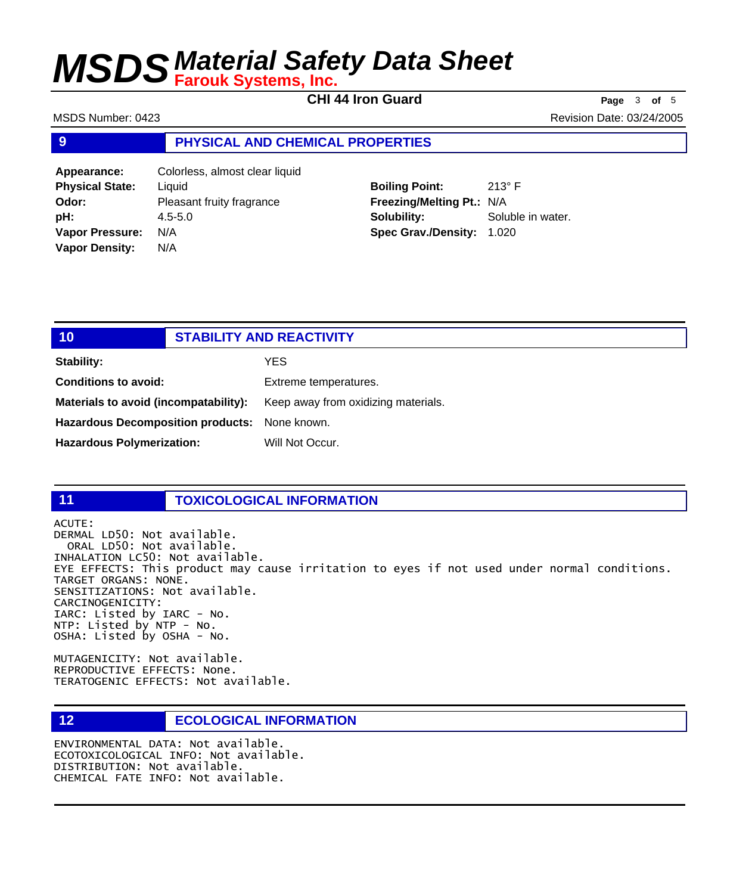## 9 PHYSICAL AND CHEMICAL PROPERTIES

| | | | |
|---|---|---|---|
| **Appearance:** | Colorless, almost clear liquid | | |
| **Physical State:** | Liquid | **Boiling Point:** | 213° F |
| **Odor:** | Pleasant fruity fragrance | **Freezing/Melting Pt.:** | N/A |
| **pH:** | 4.5-5.0 | **Solubility:** | Soluble in water. |
| **Vapor Pressure:** | N/A | **Spec Grav./Density:** | 1.020 |
| **Vapor Density:** | N/A | | |

## 10 STABILITY AND REACTIVITY

| | |
|---|---|
| **Stability:** | YES |
| **Conditions to avoid:** | Extreme temperatures. |
| **Materials to avoid (incompatability):** | Keep away from oxidizing materials. |
| **Hazardous Decomposition products:** | None known. |
| **Hazardous Polymerization:** | Will Not Occur. |

## 11 TOXICOLOGICAL INFORMATION

ACUTE:
DERMAL LD50: Not available.
ORAL LD50: Not available.
INHALATION LC50: Not available.
EYE EFFECTS: This product may cause irritation to eyes if not used under normal conditions.
TARGET ORGANS: NONE.
SENSITIZATIONS: Not available.
CARCINOGENICITY:
IARC: Listed by IARC - No.
NTP: Listed by NTP - No.
OSHA: Listed by OSHA - No.

MUTAGENICITY: Not available.
REPRODUCTIVE EFFECTS: None.
TERATOGENIC EFFECTS: Not available.

## 12 ECOLOGICAL INFORMATION

ENVIRONMENTAL DATA: Not available.
ECOTOXICOLOGICAL INFO: Not available.
DISTRIBUTION: Not available.
CHEMICAL FATE INFO: Not available.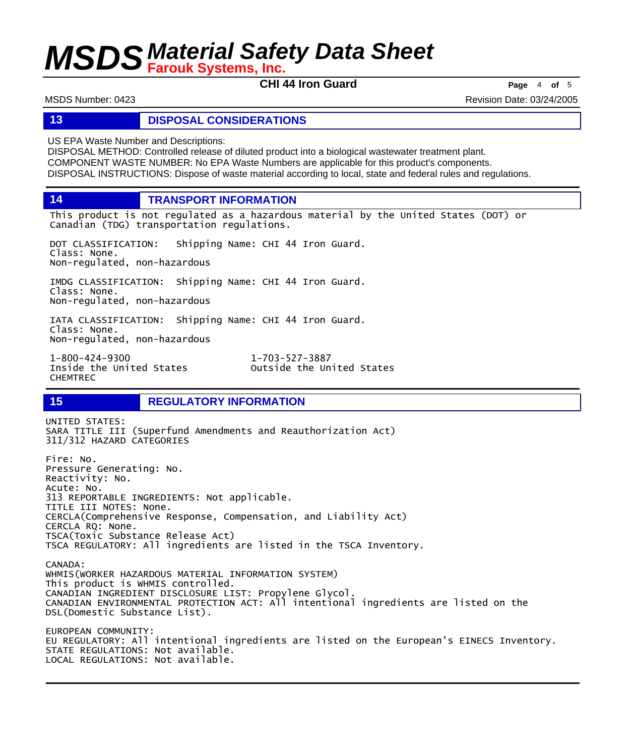## 13 DISPOSAL CONSIDERATIONS

US EPA Waste Number and Descriptions:
DISPOSAL METHOD: Controlled release of diluted product into a biological wastewater treatment plant.
COMPONENT WASTE NUMBER: No EPA Waste Numbers are applicable for this product's components.
DISPOSAL INSTRUCTIONS: Dispose of waste material according to local, state and federal rules and regulations.

## 14 TRANSPORT INFORMATION

This product is not regulated as a hazardous material by the United States (DOT) or Canadian (TDG) transportation regulations.

DOT CLASSIFICATION: Shipping Name: CHI 44 Iron Guard.
Class: None.
Non-regulated, non-hazardous

IMDG CLASSIFICATION: Shipping Name: CHI 44 Iron Guard.
Class: None.
Non-regulated, non-hazardous

IATA CLASSIFICATION: Shipping Name: CHI 44 Iron Guard.
Class: None.
Non-regulated, non-hazardous

1-800-424-9300
Inside the United States
CHEMTREC

1-703-527-3887
Outside the United States

## 15 REGULATORY INFORMATION

UNITED STATES:
SARA TITLE III (Superfund Amendments and Reauthorization Act)
311/312 HAZARD CATEGORIES

Fire: No.
Pressure Generating: No.
Reactivity: No.
Acute: No.
313 REPORTABLE INGREDIENTS: Not applicable.
TITLE III NOTES: None.
CERCLA(Comprehensive Response, Compensation, and Liability Act)
CERCLA RQ: None.
TSCA(Toxic Substance Release Act)
TSCA REGULATORY: All ingredients are listed in the TSCA Inventory.

CANADA:
WHMIS(WORKER HAZARDOUS MATERIAL INFORMATION SYSTEM)
This product is WHMIS controlled.
CANADIAN INGREDIENT DISCLOSURE LIST: Propylene Glycol.
CANADIAN ENVIRONMENTAL PROTECTION ACT: All intentional ingredients are listed on the DSL(Domestic Substance List).

EUROPEAN COMMUNITY:
EU REGULATORY: All intentional ingredients are listed on the European's EINECS Inventory.
STATE REGULATIONS: Not available.
LOCAL REGULATIONS: Not available.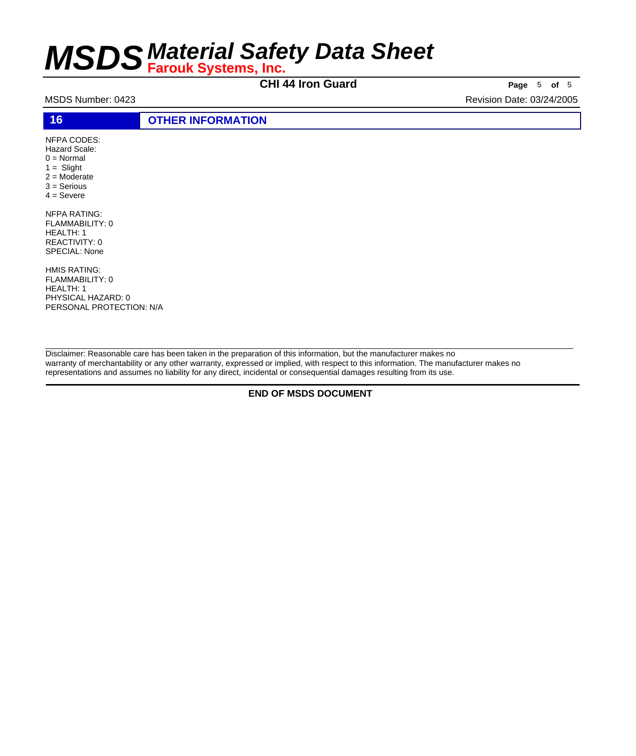## 16 OTHER INFORMATION

NFPA CODES:
Hazard Scale:
0 = Normal
1 = Slight
2 = Moderate
3 = Serious
4 = Severe

NFPA RATING:
FLAMMABILITY: 0
HEALTH: 1
REACTIVITY: 0
SPECIAL: None

HMIS RATING:
FLAMMABILITY: 0
HEALTH: 1
PHYSICAL HAZARD: 0
PERSONAL PROTECTION: N/A

---

Disclaimer: Reasonable care has been taken in the preparation of this information, but the manufacturer makes no warranty of merchantability or any other warranty, expressed or implied, with respect to this information. The manufacturer makes no representations and assumes no liability for any direct, incidental or consequential damages resulting from its use.

**END OF MSDS DOCUMENT**